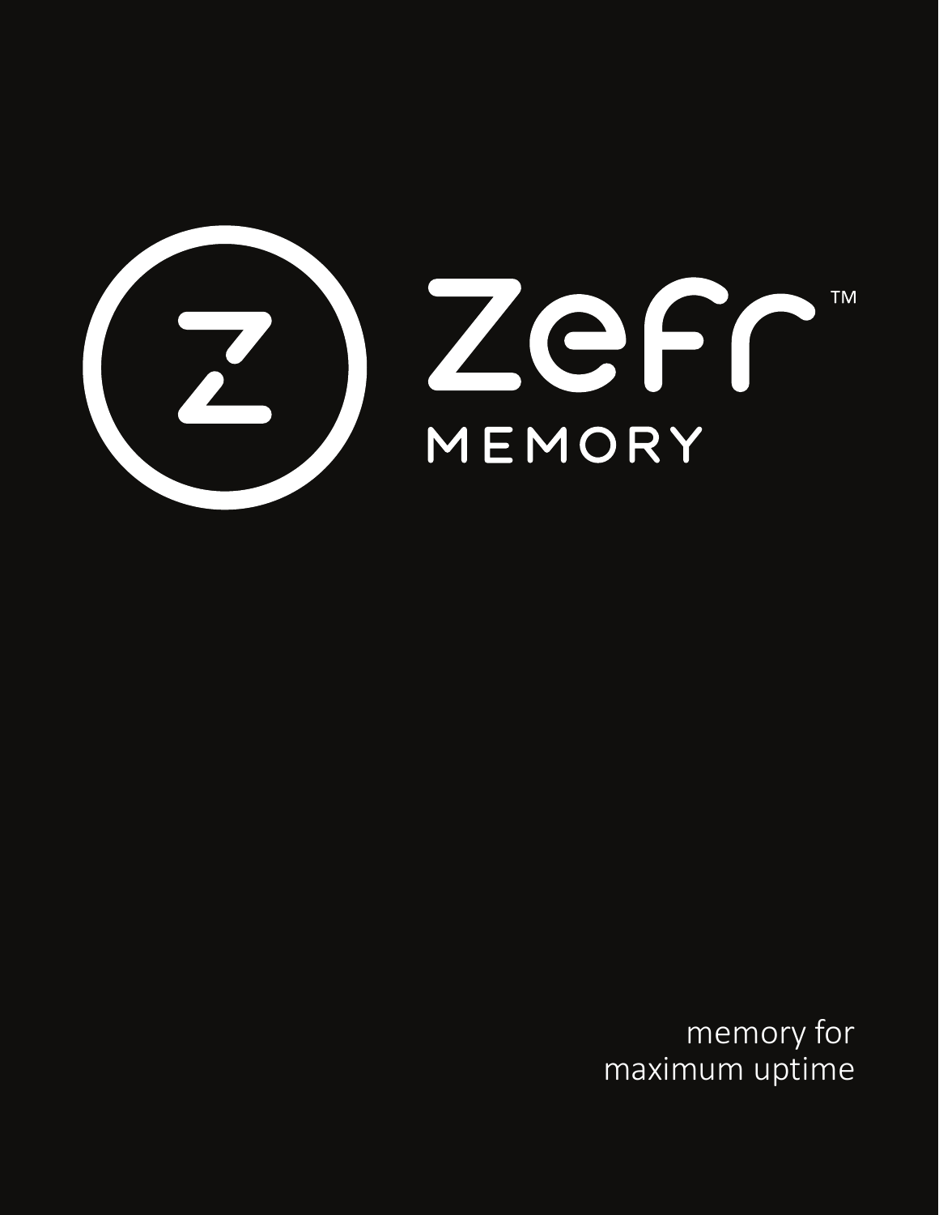# Zefr™

MEMORY

memory for
maximum uptime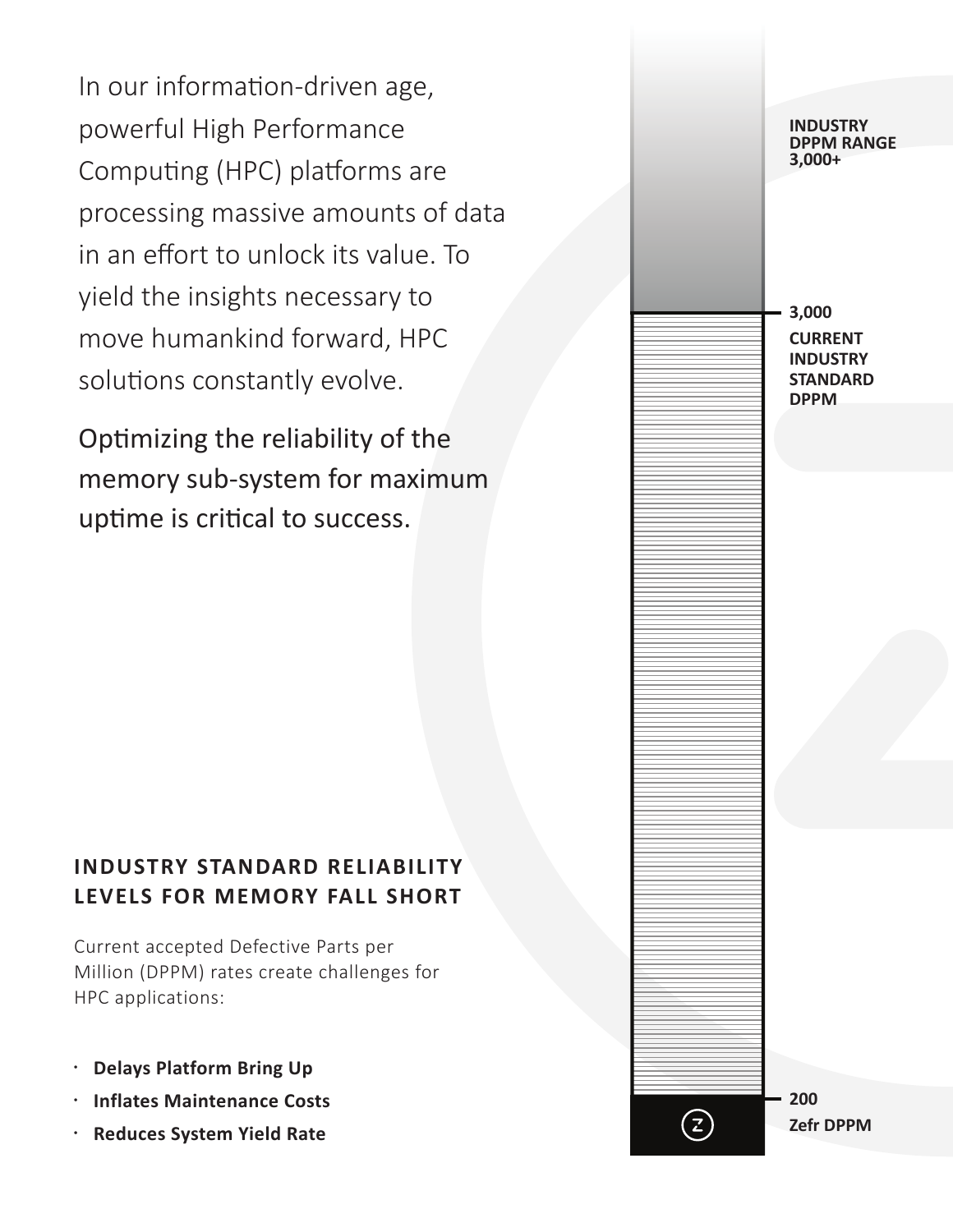In our information-driven age, powerful High Performance Computing (HPC) platforms are processing massive amounts of data in an effort to unlock its value. To yield the insights necessary to move humankind forward, HPC solutions constantly evolve.

Optimizing the reliability of the memory sub-system for maximum uptime is critical to success.

**INDUSTRY DPPM RANGE 3,000+**

**3,000**
**CURRENT INDUSTRY STANDARD DPPM**

**200**
**Zefr DPPM**

## INDUSTRY STANDARD RELIABILITY LEVELS FOR MEMORY FALL SHORT

Current accepted Defective Parts per Million (DPPM) rates create challenges for HPC applications:

- **Delays Platform Bring Up**
- **Inflates Maintenance Costs**
- **Reduces System Yield Rate**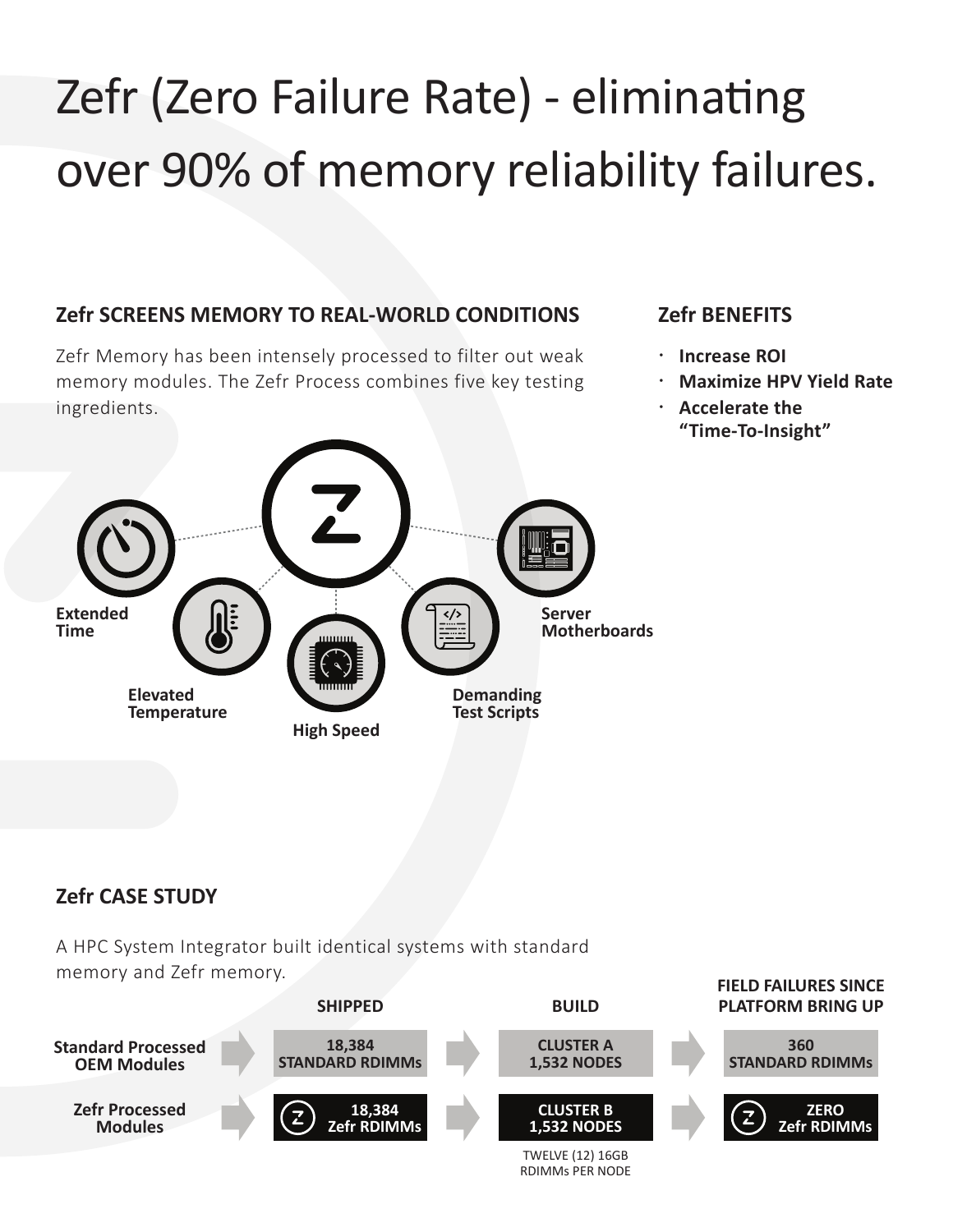# Zefr (Zero Failure Rate) - eliminating over 90% of memory reliability failures.

## Zefr SCREENS MEMORY TO REAL-WORLD CONDITIONS

Zefr Memory has been intensely processed to filter out weak memory modules. The Zefr Process combines five key testing ingredients.

- Extended Time
- Elevated Temperature
- High Speed
- Demanding Test Scripts
- Server Motherboards

## Zefr BENEFITS

- **Increase ROI**
- **Maximize HPV Yield Rate**
- **Accelerate the "Time-To-Insight"**

## Zefr CASE STUDY

A HPC System Integrator built identical systems with standard memory and Zefr memory.

| | SHIPPED | BUILD | FIELD FAILURES SINCE PLATFORM BRING UP |
|---|---|---|---|
| **Standard Processed OEM Modules** | **18,384 STANDARD RDIMMs** | **CLUSTER A 1,532 NODES** | **360 STANDARD RDIMMs** |
| **Zefr Processed Modules** | **18,384 Zefr RDIMMs** | **CLUSTER B 1,532 NODES** | **ZERO Zefr RDIMMs** |

TWELVE (12) 16GB RDIMMs PER NODE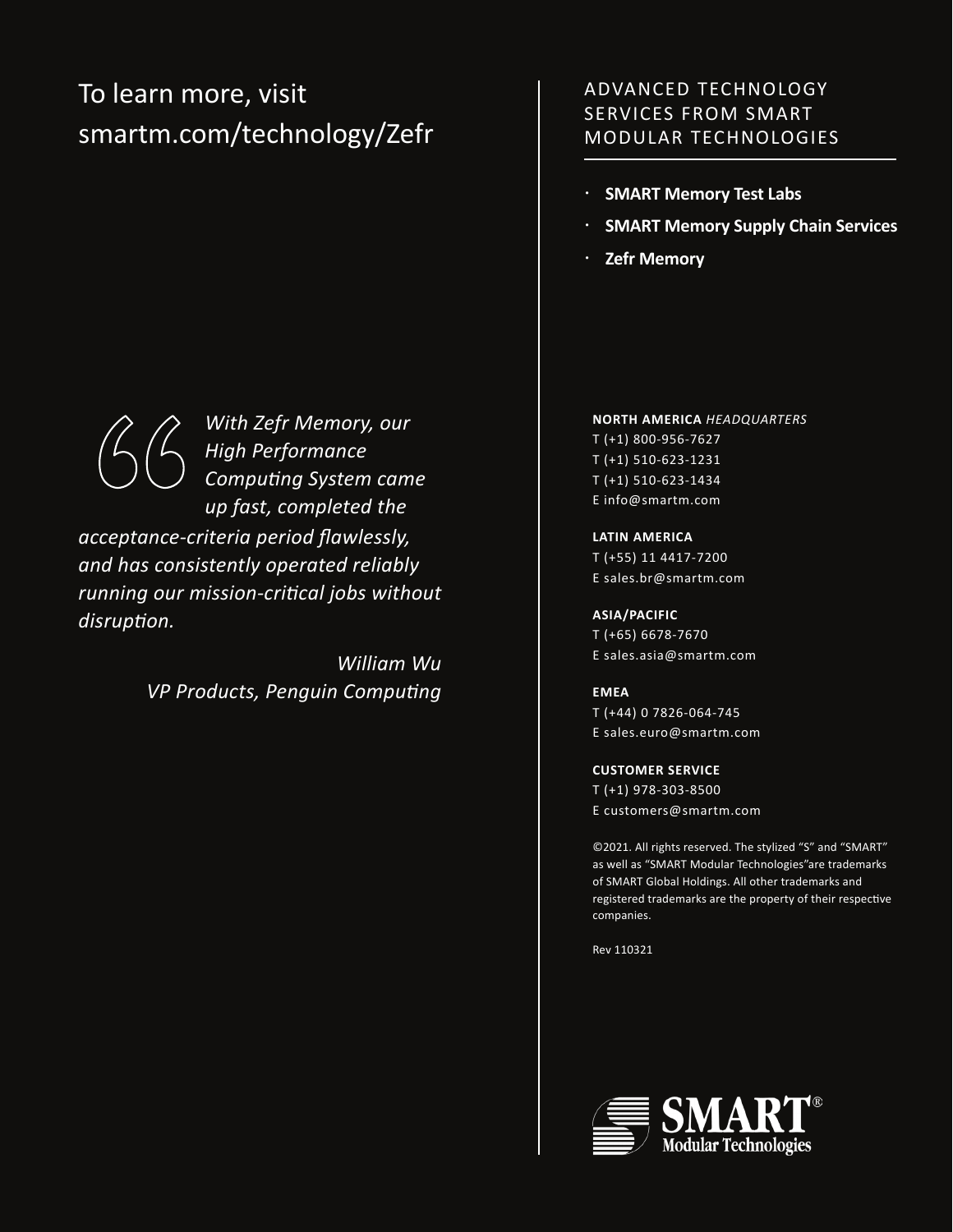To learn more, visit smartm.com/technology/Zefr

*With Zefr Memory, our High Performance Computing System came up fast, completed the acceptance-criteria period flawlessly, and has consistently operated reliably running our mission-critical jobs without disruption.*

*William Wu*
*VP Products, Penguin Computing*

## ADVANCED TECHNOLOGY SERVICES FROM SMART MODULAR TECHNOLOGIES

- **SMART Memory Test Labs**
- **SMART Memory Supply Chain Services**
- **Zefr Memory**

**NORTH AMERICA** *HEADQUARTERS*
T (+1) 800-956-7627
T (+1) 510-623-1231
T (+1) 510-623-1434
E info@smartm.com

**LATIN AMERICA**
T (+55) 11 4417-7200
E sales.br@smartm.com

**ASIA/PACIFIC**
T (+65) 6678-7670
E sales.asia@smartm.com

**EMEA**
T (+44) 0 7826-064-745
E sales.euro@smartm.com

**CUSTOMER SERVICE**
T (+1) 978-303-8500
E customers@smartm.com

©2021. All rights reserved. The stylized "S" and "SMART" as well as "SMART Modular Technologies"are trademarks of SMART Global Holdings. All other trademarks and registered trademarks are the property of their respective companies.

Rev 110321

SMART® Modular Technologies